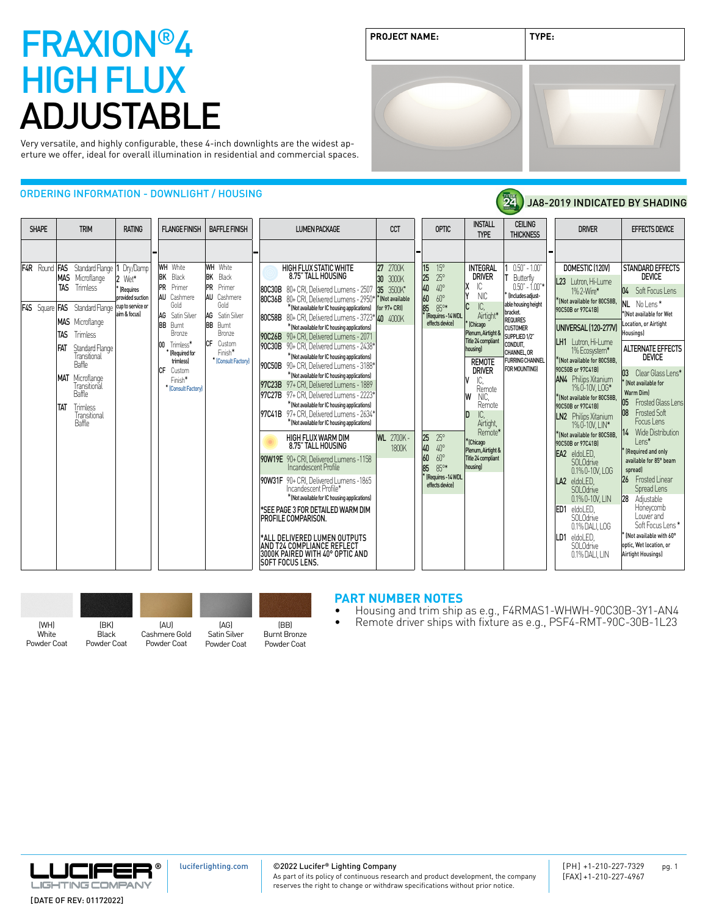# FRAXION®4 HIGH FLUX ADJUSTABLE

Very versatile, and highly configurable, these 4-inch downlights are the widest aperture we offer, ideal for overall illumination in residential and commercial spaces.

| PROJECT NAME: | TYPE: |
|---|---|
| | |

## ORDERING INFORMATION - DOWNLIGHT / HOUSING

JA8-2019 INDICATED BY SHADING

| SHAPE | TRIM | RATING |
|---|---|---|
| F4R Round | FAS Standard Flange; MAS Microflange; TAS Trimless | 1 Dry/Damp; 2 Wet* (*Requires provided suction cup to service or aim & focus) |
| F4S Square | FAS Standard Flange; MAS Microflange; TAS Trimless; FAT Standard Flange Transitional Baffle; MAT Microflange Transitional Baffle; TAT Trimless Transitional Baffle | |

| FLANGE FINISH | BAFFLE FINISH |
|---|---|
| WH White | WH White |
| BK Black | BK Black |
| PR Primer | PR Primer |
| AU Cashmere Gold | AU Cashmere Gold |
| AG Satin Silver | AG Satin Silver |
| BB Burnt Bronze | BB Burnt Bronze |
| 00 Trimless* (*Required for trimless) | CF Custom Finish* (*Consult Factory) |
| CF Custom Finish* (*Consult Factory) | |

| LUMEN PACKAGE | CCT |
|---|---|
| **HIGH FLUX STATIC WHITE 8.75" TALL HOUSING** | 27 2700K; 30 3000K; 35 3500K* (*Not available for 97+ CRI); 40 4000K |
| 80C30B 80+ CRI, Delivered Lumens - 2507 | |
| 80C36B 80+ CRI, Delivered Lumens - 2950* (*Not available for IC housing applications) | |
| 80C58B 80+ CRI, Delivered Lumens - 3723* (*Not available for IC housing applications) | |
| 90C26B 90+ CRI, Delivered Lumens - 2071 | |
| 90C30B 90+ CRI, Delivered Lumens - 2438* (*Not available for IC housing applications) | |
| 90C50B 90+ CRI, Delivered Lumens - 3188* (*Not available for IC housing applications) | |
| 97C23B 97+ CRI, Delivered Lumens - 1889 | |
| 97C27B 97+ CRI, Delivered Lumens - 2223* (*Not available for IC housing applications) | |
| 97C41B 97+ CRI, Delivered Lumens - 2634* (*Not available for IC housing applications) | |
| **HIGH FLUX WARM DIM 8.75" TALL HOUSING** | WL 2700K - 1800K |
| 90W19E 90+ CRI, Delivered Lumens - 1158 Incandescent Profile | |
| 90W31F 90+ CRI, Delivered Lumens - 1865 Incandescent Profile* (*Not available for IC housing applications) | |

*SEE PAGE 3 FOR DETAILED WARM DIM PROFILE COMPARISON.

*ALL DELIVERED LUMEN OUTPUTS AND T24 COMPLIANCE REFLECT 3000K PAIRED WITH 40° OPTIC AND SOFT FOCUS LENS.

| OPTIC | INSTALL TYPE | CEILING THICKNESS |
|---|---|---|
| Static White: 15 15°; 25 25°; 40 40°; 60 60°; 85 85°* (*Requires -14 WDL effects device) | **INTEGRAL DRIVER**: X IC; Y NIC; C IC, Airtight* (*Chicago Plenum, Airtight & Title 24 compliant housing) | 1 0.50" - 1.00" |
| Warm Dim: 25 25°; 40 40°; 60 60°; 85 85°* (*Requires -14 WDL effects device) | **REMOTE DRIVER**: V IC, Remote; W NIC, Remote; D IC, Airtight, Remote* (*Chicago Plenum, Airtight & Title 24 compliant housing) | T Butterfly 0.50" - 1.00"* (*Includes adjustable housing height bracket. REQUIRES CUSTOMER SUPPLIED 1/2" CONDUIT, CHANNEL, OR FURRING CHANNEL FOR MOUNTING) |

| DRIVER | EFFECTS DEVICE |
|---|---|
| **DOMESTIC (120V)** | **STANDARD EFFECTS DEVICE** |
| L23 Lutron, Hi-Lume 1% 2-Wire* (*Not available for 80C58B, 90C50B or 97C41B) | 04 Soft Focus Lens |
| **UNIVERSAL (120-277V)** | NL No Lens* (*Not available for Wet Location, or Airtight Housings) |
| LH1 Lutron, Hi-Lume 1% Ecosystem* (*Not available for 80C58B, 90C50B or 97C41B) | **ALTERNATE EFFECTS DEVICE** |
| AN4 Philips Xitanium 1% 0-10V, LOG* (*Not available for 80C58B, 90C50B or 97C41B) | 03 Clear Glass Lens* (*Not available for Warm Dim) |
| LN2 Philips Xitanium 1% 0-10V, LIN* (*Not available for 80C58B, 90C50B or 97C41B) | 05 Frosted Glass Lens |
| EA2 eldoLED, SOLOdrive 0.1% 0-10V, LOG | 08 Frosted Soft Focus Lens |
| LA2 eldoLED, SOLOdrive 0.1% 0-10V, LIN | 14 Wide Distribution Lens* (*Required and only available for 85° beam spread) |
| ED1 eldoLED, SOLOdrive 0.1% DALI, LOG | 26 Frosted Linear Spread Lens |
| LD1 eldoLED, SOLOdrive 0.1% DALI, LIN | 28 Adjustable Honeycomb Louver and Soft Focus Lens* (*Not available with 60° optic, Wet location, or Airtight Housings) |

(WH) White Powder Coat | (BK) Black Powder Coat | (AU) Cashmere Gold Powder Coat | (AG) Satin Silver Powder Coat | (BB) Burnt Bronze Powder Coat

## PART NUMBER NOTES

- Housing and trim ship as e.g., F4RMAS1-WHWH-90C30B-3Y1-AN4
- Remote driver ships with fixture as e.g., PSF4-RMT-90C-30B-1L23

LUCIFER® LIGHTING COMPANY

[DATE OF REV: 01172022]

luciferlighting.com

©2022 Lucifer® Lighting Company
As part of its policy of continuous research and product development, the company reserves the right to change or withdraw specifications without prior notice.

[PH] +1-210-227-7329
[FAX] +1-210-227-4967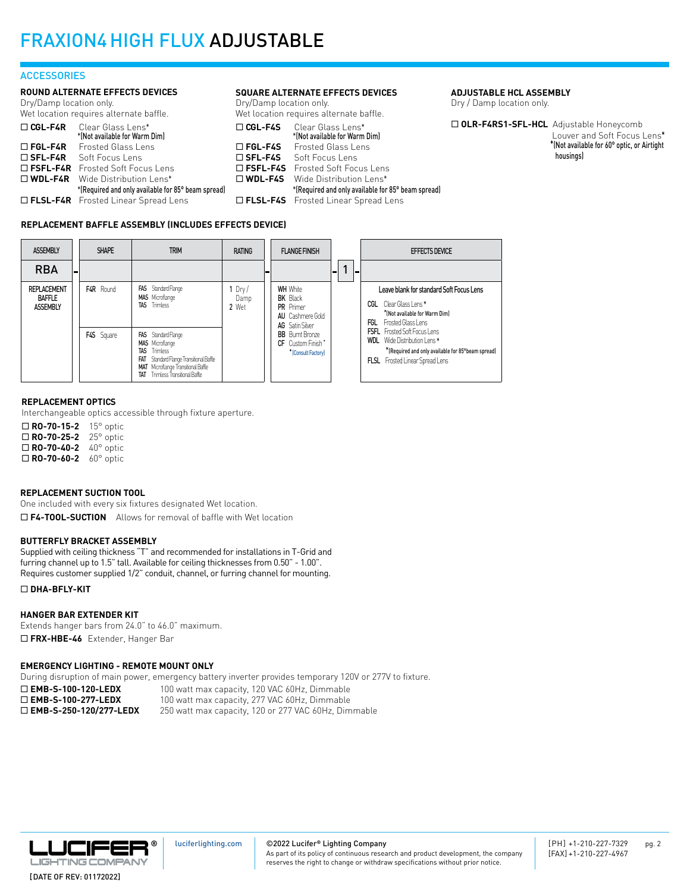# FRAXION4 HIGH FLUX ADJUSTABLE

## ACCESSORIES

### ROUND ALTERNATE EFFECTS DEVICES

Dry/Damp location only.
Wet location requires alternate baffle.

- ☐ **CGL-F4R** Clear Glass Lens*
  *(Not available for Warm Dim)
- ☐ **FGL-F4R** Frosted Glass Lens
- ☐ **SFL-F4R** Soft Focus Lens
- ☐ **FSFL-F4R** Frosted Soft Focus Lens
- ☐ **WDL-F4R** Wide Distribution Lens*
  *(Required and only available for 85° beam spread)
- ☐ **FLSL-F4R** Frosted Linear Spread Lens

### SQUARE ALTERNATE EFFECTS DEVICES

Dry/Damp location only.
Wet location requires alternate baffle.

- ☐ **CGL-F4S** Clear Glass Lens*
  *(Not available for Warm Dim)
- ☐ **FGL-F4S** Frosted Glass Lens
- ☐ **SFL-F4S** Soft Focus Lens
- ☐ **FSFL-F4S** Frosted Soft Focus Lens
- ☐ **WDL-F4S** Wide Distribution Lens*
  *(Required and only available for 85° beam spread)
- ☐ **FLSL-F4S** Frosted Linear Spread Lens

### ADJUSTABLE HCL ASSEMBLY

Dry / Damp location only.

- ☐ **OLR-F4RS1-SFL-HCL** Adjustable Honeycomb Louver and Soft Focus Lens*
  *(Not available for 60° optic, or Airtight housings)

### REPLACEMENT BAFFLE ASSEMBLY (INCLUDES EFFECTS DEVICE)

| ASSEMBLY | SHAPE | TRIM | RATING | FLANGE FINISH | | EFFECTS DEVICE |
|---|---|---|---|---|---|---|
| RBA | | | | | 1 | |
| REPLACEMENT BAFFLE ASSEMBLY | **F4R** Round | **FAS** Standard Flange<br>**MAS** Microflange<br>**TAS** Trimless | **1** Dry / Damp<br>**2** Wet | **WH** White<br>**BK** Black<br>**PR** Primer<br>**AU** Cashmere Gold<br>**AG** Satin Silver<br>**BB** Burnt Bronze<br>**CF** Custom Finish*<br>*(Consult Factory) | | Leave blank for standard Soft Focus Lens<br>**CGL** Clear Glass Lens*<br>*(Not available for Warm Dim)<br>**FGL** Frosted Glass Lens<br>**FSFL** Frosted Soft Focus Lens<br>**WDL** Wide Distribution Lens*<br>*(Required and only available for 85°beam spread)<br>**FLSL** Frosted Linear Spread Lens |
| | **F4S** Square | **FAS** Standard Flange<br>**MAS** Microflange<br>**TAS** Trimless<br>**FAT** Standard Flange Transitional Baffle<br>**MAT** Microflange Transitional Baffle<br>**TAT** Trimless Transitional Baffle | | | | |

### REPLACEMENT OPTICS

Interchangeable optics accessible through fixture aperture.

- ☐ **RO-70-15-2** 15° optic
- ☐ **RO-70-25-2** 25° optic
- ☐ **RO-70-40-2** 40° optic
- ☐ **RO-70-60-2** 60° optic

### REPLACEMENT SUCTION TOOL

One included with every six fixtures designated Wet location.

- ☐ **F4-TOOL-SUCTION** Allows for removal of baffle with Wet location

### BUTTERFLY BRACKET ASSEMBLY

Supplied with ceiling thickness "T" and recommended for installations in T-Grid and furring channel up to 1.5" tall. Available for ceiling thicknesses from 0.50" - 1.00". Requires customer supplied 1/2" conduit, channel, or furring channel for mounting.

- ☐ **DHA-BFLY-KIT**

### HANGER BAR EXTENDER KIT

Extends hanger bars from 24.0" to 46.0" maximum.

- ☐ **FRX-HBE-46** Extender, Hanger Bar

### EMERGENCY LIGHTING - REMOTE MOUNT ONLY

During disruption of main power, emergency battery inverter provides temporary 120V or 277V to fixture.

- ☐ **EMB-S-100-120-LEDX** 100 watt max capacity, 120 VAC 60Hz, Dimmable
- ☐ **EMB-S-100-277-LEDX** 100 watt max capacity, 277 VAC 60Hz, Dimmable
- ☐ **EMB-S-250-120/277-LEDX** 250 watt max capacity, 120 or 277 VAC 60Hz, Dimmable

luciferlighting.com

©2022 Lucifer® Lighting Company
As part of its policy of continuous research and product development, the company reserves the right to change or withdraw specifications without prior notice.

[PH] +1-210-227-7329
[FAX] +1-210-227-4967

[DATE OF REV: 01172022]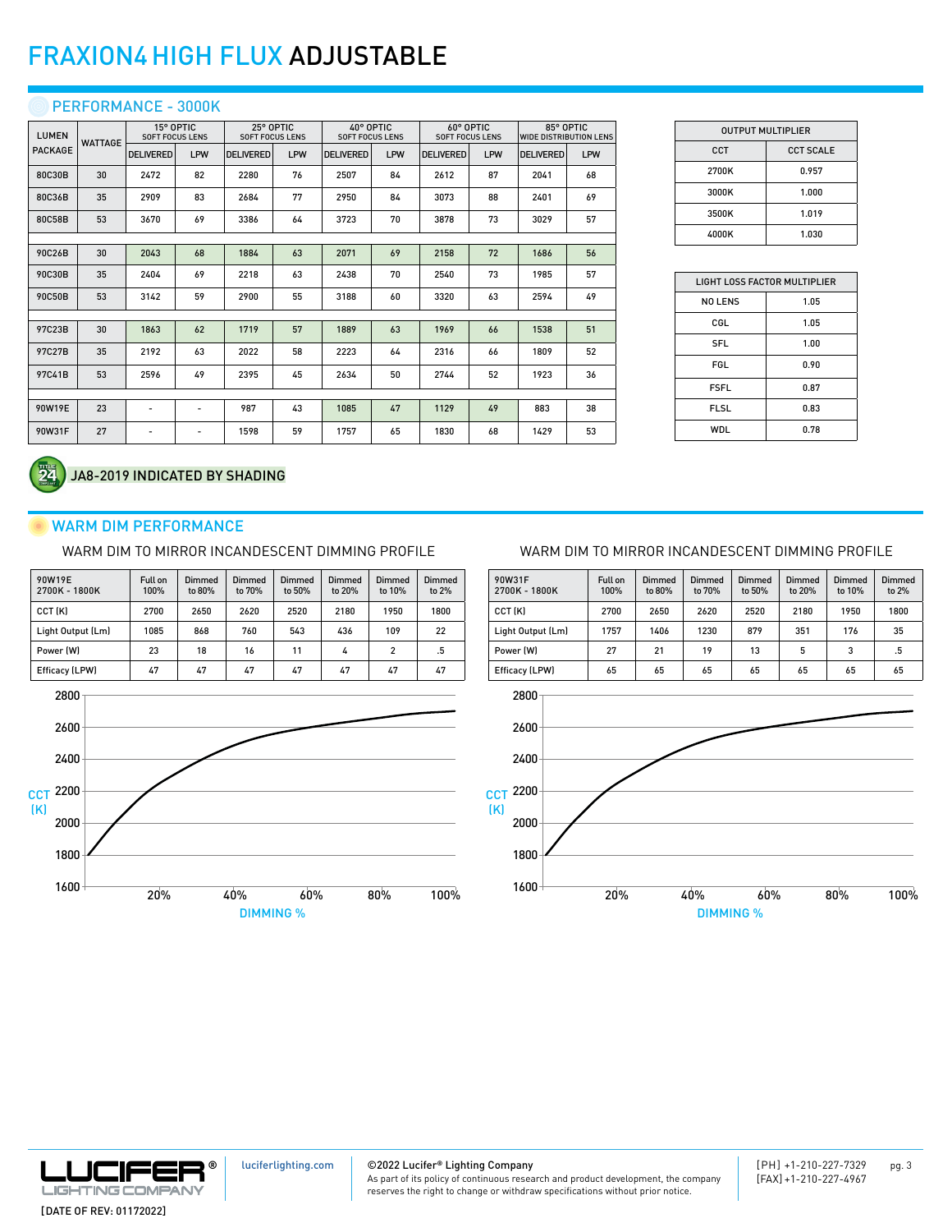# FRAXION4 HIGH FLUX ADJUSTABLE

## PERFORMANCE - 3000K

| LUMEN PACKAGE | WATTAGE | 15° OPTIC SOFT FOCUS LENS | | 25° OPTIC SOFT FOCUS LENS | | 40° OPTIC SOFT FOCUS LENS | | 60° OPTIC SOFT FOCUS LENS | | 85° OPTIC WIDE DISTRIBUTION LENS | |
|---|---|---|---|---|---|---|---|---|---|---|---|
| | | DELIVERED | LPW | DELIVERED | LPW | DELIVERED | LPW | DELIVERED | LPW | DELIVERED | LPW |
| 80C30B | 30 | 2472 | 82 | 2280 | 76 | 2507 | 84 | 2612 | 87 | 2041 | 68 |
| 80C36B | 35 | 2909 | 83 | 2684 | 77 | 2950 | 84 | 3073 | 88 | 2401 | 69 |
| 80C58B | 53 | 3670 | 69 | 3386 | 64 | 3723 | 70 | 3878 | 73 | 3029 | 57 |
| 90C26B | 30 | 2043 | 68 | 1884 | 63 | 2071 | 69 | 2158 | 72 | 1686 | 56 |
| 90C30B | 35 | 2404 | 69 | 2218 | 63 | 2438 | 70 | 2540 | 73 | 1985 | 57 |
| 90C50B | 53 | 3142 | 59 | 2900 | 55 | 3188 | 60 | 3320 | 63 | 2594 | 49 |
| 97C23B | 30 | 1863 | 62 | 1719 | 57 | 1889 | 63 | 1969 | 66 | 1538 | 51 |
| 97C27B | 35 | 2192 | 63 | 2022 | 58 | 2223 | 64 | 2316 | 66 | 1809 | 52 |
| 97C41B | 53 | 2596 | 49 | 2395 | 45 | 2634 | 50 | 2744 | 52 | 1923 | 36 |
| 90W19E | 23 | - | - | 987 | 43 | 1085 | 47 | 1129 | 49 | 883 | 38 |
| 90W31F | 27 | - | - | 1598 | 59 | 1757 | 65 | 1830 | 68 | 1429 | 53 |

| OUTPUT MULTIPLIER | |
|---|---|
| CCT | CCT SCALE |
| 2700K | 0.957 |
| 3000K | 1.000 |
| 3500K | 1.019 |
| 4000K | 1.030 |

| LIGHT LOSS FACTOR MULTIPLIER | |
|---|---|
| NO LENS | 1.05 |
| CGL | 1.05 |
| SFL | 1.00 |
| FGL | 0.90 |
| FSFL | 0.87 |
| FLSL | 0.83 |
| WDL | 0.78 |

JA8-2019 INDICATED BY SHADING

## WARM DIM PERFORMANCE

WARM DIM TO MIRROR INCANDESCENT DIMMING PROFILE

| 90W19E 2700K - 1800K | Full on 100% | Dimmed to 80% | Dimmed to 70% | Dimmed to 50% | Dimmed to 20% | Dimmed to 10% | Dimmed to 2% |
|---|---|---|---|---|---|---|---|
| CCT (K) | 2700 | 2650 | 2620 | 2520 | 2180 | 1950 | 1800 |
| Light Output (Lm) | 1085 | 868 | 760 | 543 | 436 | 109 | 22 |
| Power (W) | 23 | 18 | 16 | 11 | 4 | 2 | .5 |
| Efficacy (LPW) | 47 | 47 | 47 | 47 | 47 | 47 | 47 |

WARM DIM TO MIRROR INCANDESCENT DIMMING PROFILE

| 90W31F 2700K - 1800K | Full on 100% | Dimmed to 80% | Dimmed to 70% | Dimmed to 50% | Dimmed to 20% | Dimmed to 10% | Dimmed to 2% |
|---|---|---|---|---|---|---|---|
| CCT (K) | 2700 | 2650 | 2620 | 2520 | 2180 | 1950 | 1800 |
| Light Output (Lm) | 1757 | 1406 | 1230 | 879 | 351 | 176 | 35 |
| Power (W) | 27 | 21 | 19 | 13 | 5 | 3 | .5 |
| Efficacy (LPW) | 65 | 65 | 65 | 65 | 65 | 65 | 65 |

LUCIFER LIGHTING COMPANY

[DATE OF REV: 01172022]

luciferlighting.com

©2022 Lucifer® Lighting Company
As part of its policy of continuous research and product development, the company reserves the right to change or withdraw specifications without prior notice.

[PH] +1-210-227-7329
[FAX] +1-210-227-4967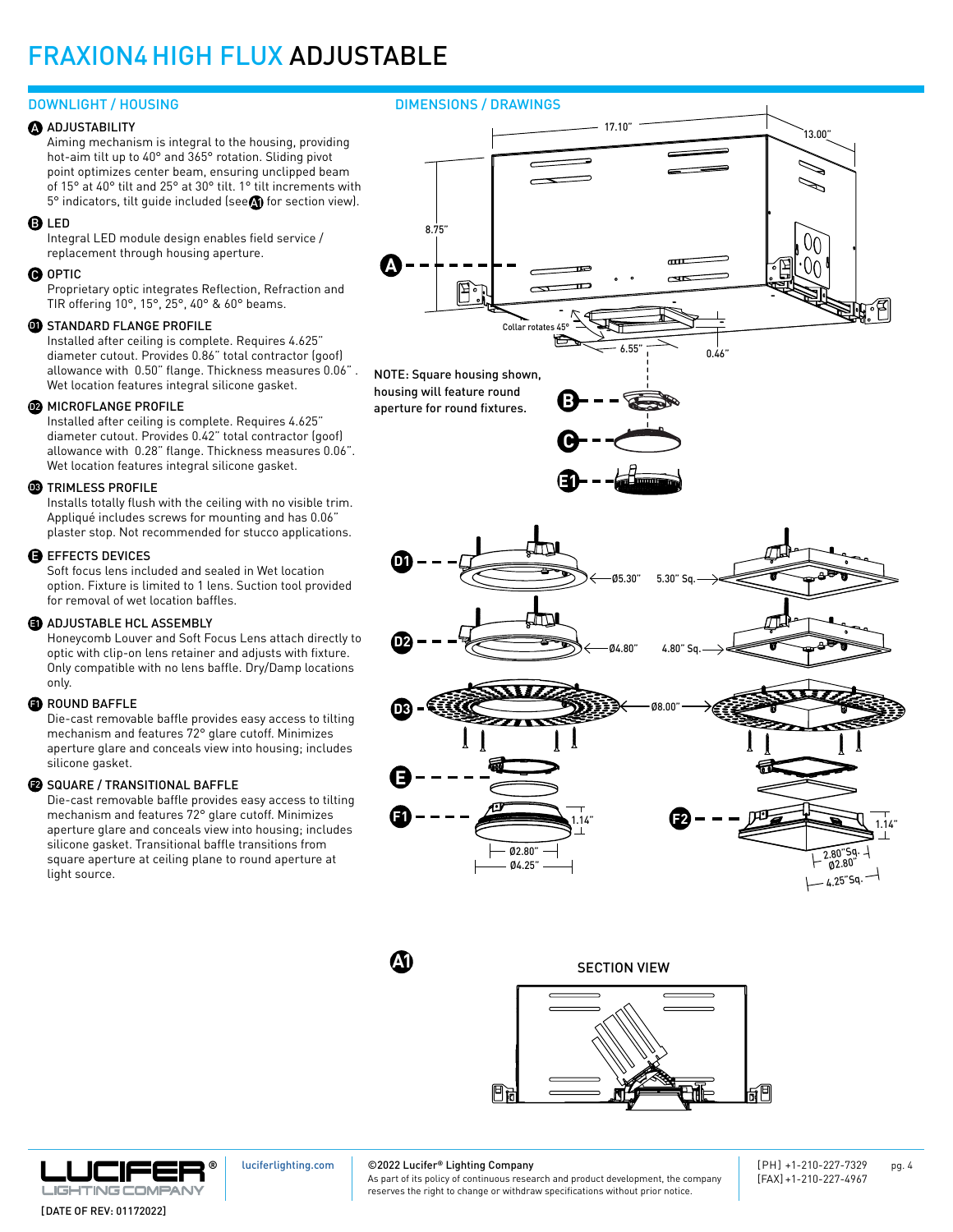# FRAXION4 HIGH FLUX ADJUSTABLE

## DOWNLIGHT / HOUSING

**A ADJUSTABILITY**
Aiming mechanism is integral to the housing, providing hot-aim tilt up to 40° and 365° rotation. Sliding pivot point optimizes center beam, ensuring unclipped beam of 15° at 40° tilt and 25° at 30° tilt. 1° tilt increments with 5° indicators, tilt guide included (see A1 for section view).

**B LED**
Integral LED module design enables field service / replacement through housing aperture.

**C OPTIC**
Proprietary optic integrates Reflection, Refraction and TIR offering 10°, 15°, 25°, 40° & 60° beams.

**D1 STANDARD FLANGE PROFILE**
Installed after ceiling is complete. Requires 4.625" diameter cutout. Provides 0.86" total contractor (goof) allowance with 0.50" flange. Thickness measures 0.06" . Wet location features integral silicone gasket.

**D2 MICROFLANGE PROFILE**
Installed after ceiling is complete. Requires 4.625" diameter cutout. Provides 0.42" total contractor (goof) allowance with 0.28" flange. Thickness measures 0.06". Wet location features integral silicone gasket.

**D3 TRIMLESS PROFILE**
Installs totally flush with the ceiling with no visible trim. Appliqué includes screws for mounting and has 0.06" plaster stop. Not recommended for stucco applications.

**E EFFECTS DEVICES**
Soft focus lens included and sealed in Wet location option. Fixture is limited to 1 lens. Suction tool provided for removal of wet location baffles.

**E1 ADJUSTABLE HCL ASSEMBLY**
Honeycomb Louver and Soft Focus Lens attach directly to optic with clip-on lens retainer and adjusts with fixture. Only compatible with no lens baffle. Dry/Damp locations only.

**F1 ROUND BAFFLE**
Die-cast removable baffle provides easy access to tilting mechanism and features 72° glare cutoff. Minimizes aperture glare and conceals view into housing; includes silicone gasket.

**F2 SQUARE / TRANSITIONAL BAFFLE**
Die-cast removable baffle provides easy access to tilting mechanism and features 72° glare cutoff. Minimizes aperture glare and conceals view into housing; includes silicone gasket. Transitional baffle transitions from square aperture at ceiling plane to round aperture at light source.

## DIMENSIONS / DRAWINGS

17.10" | 13.00" | 8.75" | Collar rotates 45° | 6.55" | 0.46"

NOTE: Square housing shown, housing will feature round aperture for round fixtures.

D1: Ø5.30" | 5.30" Sq.
D2: Ø4.80" | 4.80" Sq.
D3: Ø8.00"
F1: 1.14" | Ø2.80" | Ø4.25"
F2: 1.14" | 2.80"Sq. Ø2.80" | 4.25"Sq.

**A1** SECTION VIEW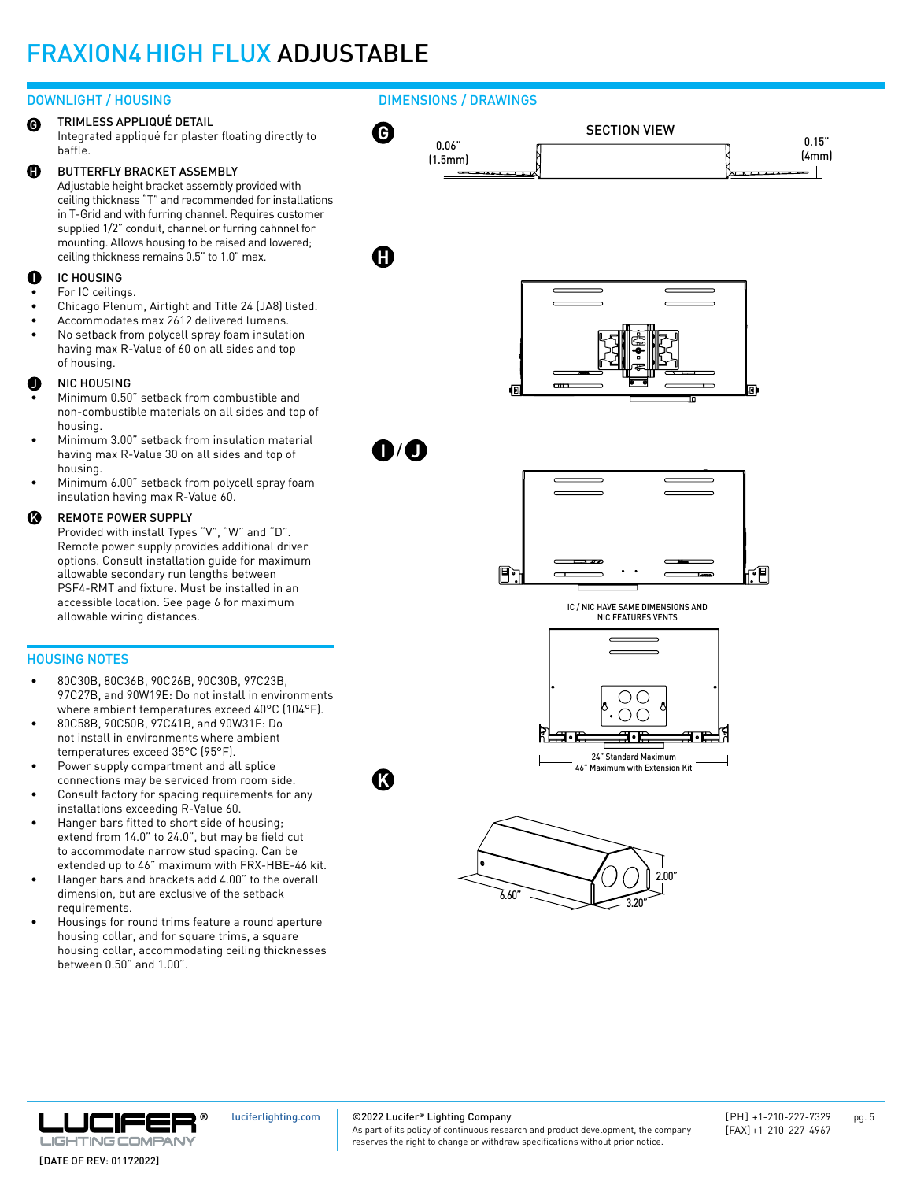# FRAXION4 HIGH FLUX ADJUSTABLE

## DOWNLIGHT / HOUSING

**G** TRIMLESS APPLIQUÉ DETAIL
Integrated appliqué for plaster floating directly to baffle.

**H** BUTTERFLY BRACKET ASSEMBLY
Adjustable height bracket assembly provided with ceiling thickness "T" and recommended for installations in T-Grid and with furring channel. Requires customer supplied 1/2" conduit, channel or furring cahnnel for mounting. Allows housing to be raised and lowered; ceiling thickness remains 0.5" to 1.0" max.

**I** IC HOUSING
- For IC ceilings.
- Chicago Plenum, Airtight and Title 24 (JA8) listed.
- Accommodates max 2612 delivered lumens.
- No setback from polycell spray foam insulation having max R-Value of 60 on all sides and top of housing.

**J** NIC HOUSING
- Minimum 0.50" setback from combustible and non-combustible materials on all sides and top of housing.
- Minimum 3.00" setback from insulation material having max R-Value 30 on all sides and top of housing.
- Minimum 6.00" setback from polycell spray foam insulation having max R-Value 60.

**K** REMOTE POWER SUPPLY
Provided with install Types "V", "W" and "D". Remote power supply provides additional driver options. Consult installation guide for maximum allowable secondary run lengths between PSF4-RMT and fixture. Must be installed in an accessible location. See page 6 for maximum allowable wiring distances.

## HOUSING NOTES

- 80C30B, 80C36B, 90C26B, 90C30B, 97C23B, 97C27B, and 90W19E: Do not install in environments where ambient temperatures exceed 40°C (104°F).
- 80C58B, 90C50B, 97C41B, and 90W31F: Do not install in environments where ambient temperatures exceed 35°C (95°F).
- Power supply compartment and all splice connections may be serviced from room side.
- Consult factory for spacing requirements for any installations exceeding R-Value 60.
- Hanger bars fitted to short side of housing; extend from 14.0" to 24.0", but may be field cut to accommodate narrow stud spacing. Can be extended up to 46" maximum with FRX-HBE-46 kit.
- Hanger bars and brackets add 4.00" to the overall dimension, but are exclusive of the setback requirements.
- Housings for round trims feature a round aperture housing collar, and for square trims, a square housing collar, accommodating ceiling thicknesses between 0.50" and 1.00".

## DIMENSIONS / DRAWINGS

**G** SECTION VIEW
0.06" (1.5mm)
0.15" (4mm)

**H**

**I** / **J**

IC / NIC HAVE SAME DIMENSIONS AND NIC FEATURES VENTS

24" Standard Maximum
46" Maximum with Extension Kit

**K**

6.60"
3.20"
2.00"

[DATE OF REV: 01172022]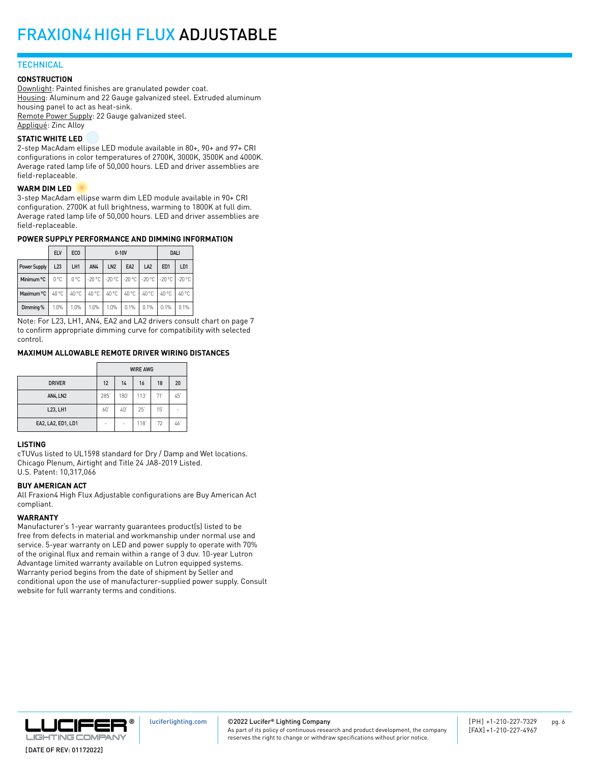# FRAXION4 HIGH FLUX ADJUSTABLE

## TECHNICAL

### CONSTRUCTION

Downlight: Painted finishes are granulated powder coat.
Housing: Aluminum and 22 Gauge galvanized steel. Extruded aluminum housing panel to act as heat-sink.
Remote Power Supply: 22 Gauge galvanized steel.
Appliqué: Zinc Alloy

### STATIC WHITE LED

2-step MacAdam ellipse LED module available in 80+, 90+ and 97+ CRI configurations in color temperatures of 2700K, 3000K, 3500K and 4000K. Average rated lamp life of 50,000 hours. LED and driver assemblies are field-replaceable.

### WARM DIM LED

3-step MacAdam ellipse warm dim LED module available in 90+ CRI configuration. 2700K at full brightness, warming to 1800K at full dim. Average rated lamp life of 50,000 hours. LED and driver assemblies are field-replaceable.

### POWER SUPPLY PERFORMANCE AND DIMMING INFORMATION

| | ELV | ECO | 0-10V | | | | DALI | |
|---|---|---|---|---|---|---|---|---|
| Power Supply | L23 | LH1 | AN4 | LN2 | EA2 | LA2 | ED1 | LD1 |
| Minimum °C | 0 °C | 0 °C | -20 °C | -20 °C | -20 °C | -20 °C | -20 °C | -20 °C |
| Maximum °C | 40 °C | 40 °C | 40 °C | 40 °C | 40 °C | 40 °C | 40 °C | 40 °C |
| Dimming % | 1.0% | 1.0% | 1.0% | 1.0% | 0.1% | 0.1% | 0.1% | 0.1% |

Note: For L23, LH1, AN4, EA2 and LA2 drivers consult chart on page 7 to confirm appropriate dimming curve for compatibility with selected control.

### MAXIMUM ALLOWABLE REMOTE DRIVER WIRING DISTANCES

| | WIRE AWG | | | | |
|---|---|---|---|---|---|
| DRIVER | 12 | 14 | 16 | 18 | 20 |
| AN4, LN2 | 285' | 180' | 113' | 71' | 45' |
| L23, LH1 | 60' | 40' | 25' | 15' | - |
| EA2, LA2, ED1, LD1 | - | - | 118' | 72 | 46' |

### LISTING

cTUVus listed to UL1598 standard for Dry / Damp and Wet locations.
Chicago Plenum, Airtight and Title 24 JA8-2019 Listed.
U.S. Patent: 10,317,066

### BUY AMERICAN ACT

All Fraxion4 High Flux Adjustable configurations are Buy American Act compliant.

### WARRANTY

Manufacturer's 1-year warranty guarantees product(s) listed to be free from defects in material and workmanship under normal use and service. 5-year warranty on LED and power supply to operate with 70% of the original flux and remain within a range of 3 duv. 10-year Lutron Advantage limited warranty available on Lutron equipped systems. Warranty period begins from the date of shipment by Seller and conditional upon the use of manufacturer-supplied power supply. Consult website for full warranty terms and conditions.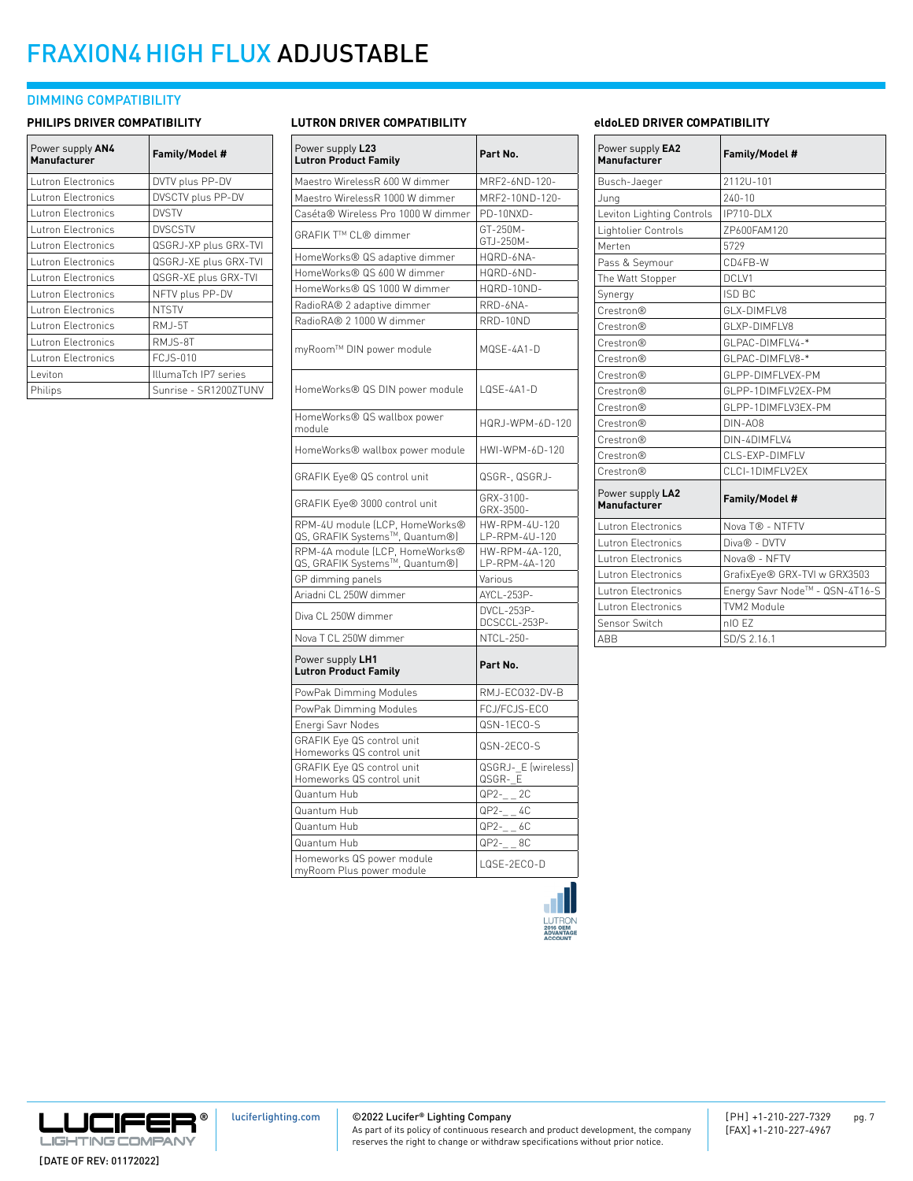# FRAXION4 HIGH FLUX ADJUSTABLE

## DIMMING COMPATIBILITY

### PHILIPS DRIVER COMPATIBILITY

| Power supply **AN4** Manufacturer | Family/Model # |
|---|---|
| Lutron Electronics | DVTV plus PP-DV |
| Lutron Electronics | DVSCTV plus PP-DV |
| Lutron Electronics | DVSTV |
| Lutron Electronics | DVSCSTV |
| Lutron Electronics | QSGRJ-XP plus GRX-TVI |
| Lutron Electronics | QSGRJ-XE plus GRX-TVI |
| Lutron Electronics | QSGR-XE plus GRX-TVI |
| Lutron Electronics | NFTV plus PP-DV |
| Lutron Electronics | NTSTV |
| Lutron Electronics | RMJ-5T |
| Lutron Electronics | RMJS-8T |
| Lutron Electronics | FCJS-010 |
| Leviton | IllumaTch IP7 series |
| Philips | Sunrise - SR1200ZTUNV |

### LUTRON DRIVER COMPATIBILITY

| Power supply **L23** Lutron Product Family | Part No. |
|---|---|
| Maestro WirelessR 600 W dimmer | MRF2-6ND-120- |
| Maestro WirelessR 1000 W dimmer | MRF2-10ND-120- |
| Caséta® Wireless Pro 1000 W dimmer | PD-10NXD- |
| GRAFIK T™ CL® dimmer | GT-250M-<br>GTJ-250M- |
| HomeWorks® QS adaptive dimmer | HQRD-6NA- |
| HomeWorks® QS 600 W dimmer | HQRD-6ND- |
| HomeWorks® QS 1000 W dimmer | HQRD-10ND- |
| RadioRA® 2 adaptive dimmer | RRD-6NA- |
| RadioRA® 2 1000 W dimmer | RRD-10ND |
| myRoom™ DIN power module | MQSE-4A1-D |
| HomeWorks® QS DIN power module | LQSE-4A1-D |
| HomeWorks® QS wallbox power module | HQRJ-WPM-6D-120 |
| HomeWorks® wallbox power module | HWI-WPM-6D-120 |
| GRAFIK Eye® QS control unit | QSGR-, QSGRJ- |
| GRAFIK Eye® 3000 control unit | GRX-3100-<br>GRX-3500- |
| RPM-4U module (LCP, HomeWorks® QS, GRAFIK Systems™, Quantum®) | HW-RPM-4U-120<br>LP-RPM-4U-120 |
| RPM-4A module (LCP, HomeWorks® QS, GRAFIK Systems™, Quantum®) | HW-RPM-4A-120,<br>LP-RPM-4A-120 |
| GP dimming panels | Various |
| Ariadni CL 250W dimmer | AYCL-253P- |
| Diva CL 250W dimmer | DVCL-253P-<br>DCSCCL-253P- |
| Nova T CL 250W dimmer | NTCL-250- |
| **Power supply LH1 Lutron Product Family** | **Part No.** |
| PowPak Dimming Modules | RMJ-ECO32-DV-B |
| PowPak Dimming Modules | FCJ/FCJS-ECO |
| Energi Savr Nodes | QSN-1ECO-S |
| GRAFIK Eye QS control unit<br>Homeworks QS control unit | QSN-2ECO-S |
| GRAFIK Eye QS control unit<br>Homeworks QS control unit | QSGRJ-_E (wireless)<br>QSGR-_E |
| Quantum Hub | QP2-_ _2C |
| Quantum Hub | QP2-_ _4C |
| Quantum Hub | QP2-_ _6C |
| Quantum Hub | QP2-_ _8C |
| Homeworks QS power module<br>myRoom Plus power module | LQSE-2ECO-D |

LUTRON 2016 OEM ADVANTAGE ACCOUNT

### eldoLED DRIVER COMPATIBILITY

| Power supply **EA2** Manufacturer | Family/Model # |
|---|---|
| Busch-Jaeger | 2112U-101 |
| Jung | 240-10 |
| Leviton Lighting Controls | IP710-DLX |
| Lightolier Controls | ZP600FAM120 |
| Merten | 5729 |
| Pass & Seymour | CD4FB-W |
| The Watt Stopper | DCLV1 |
| Synergy | ISD BC |
| Crestron® | GLX-DIMFLV8 |
| Crestron® | GLXP-DIMFLV8 |
| Crestron® | GLPAC-DIMFLV4-* |
| Crestron® | GLPAC-DIMFLV8-* |
| Crestron® | GLPP-DIMFLVEX-PM |
| Crestron® | GLPP-1DIMFLV2EX-PM |
| Crestron® | GLPP-1DIMFLV3EX-PM |
| Crestron® | DIN-AO8 |
| Crestron® | DIN-4DIMFLV4 |
| Crestron® | CLS-EXP-DIMFLV |
| Crestron® | CLCI-1DIMFLV2EX |
| **Power supply LA2 Manufacturer** | **Family/Model #** |
| Lutron Electronics | Nova T® - NTFTV |
| Lutron Electronics | Diva® - DVTV |
| Lutron Electronics | Nova® - NFTV |
| Lutron Electronics | GrafixEye® GRX-TVI w GRX3503 |
| Lutron Electronics | Energy Savr Node™ - QSN-4T16-S |
| Lutron Electronics | TVM2 Module |
| Sensor Switch | nIO EZ |
| ABB | SD/S 2.16.1 |

LUCIFER® LIGHTING COMPANY

[DATE OF REV: 01172022]

luciferlighting.com

©2022 Lucifer® Lighting Company
As part of its policy of continuous research and product development, the company reserves the right to change or withdraw specifications without prior notice.

[PH] +1-210-227-7329
[FAX] +1-210-227-4967